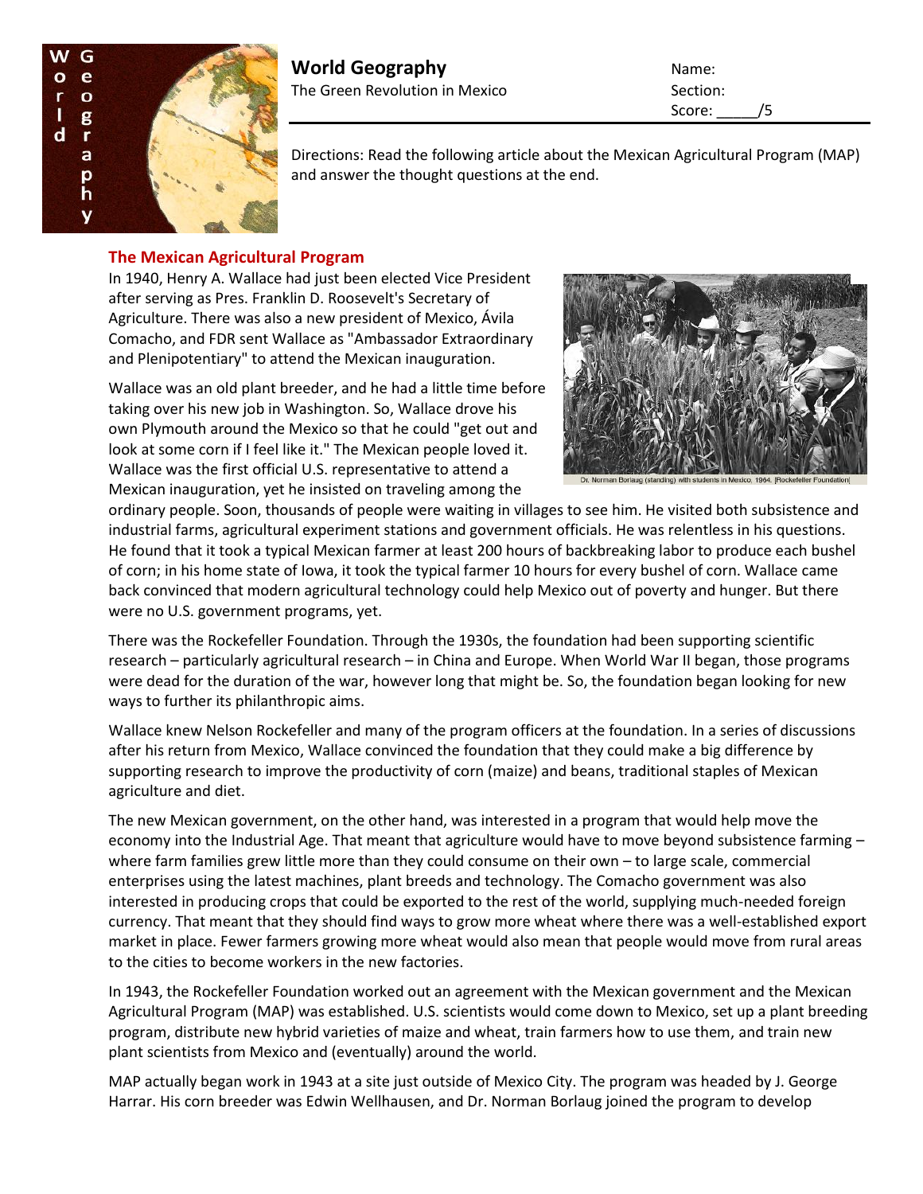# World Geography

The Green Revolution in Mexico

Name:
Section:
Score: _____/5

Directions: Read the following article about the Mexican Agricultural Program (MAP) and answer the thought questions at the end.

## The Mexican Agricultural Program

In 1940, Henry A. Wallace had just been elected Vice President after serving as Pres. Franklin D. Roosevelt's Secretary of Agriculture. There was also a new president of Mexico, Ávila Comacho, and FDR sent Wallace as "Ambassador Extraordinary and Plenipotentiary" to attend the Mexican inauguration.

Dr. Norman Borlaug (standing) with students in Mexico, 1964. [Rockefeller Foundation]

Wallace was an old plant breeder, and he had a little time before taking over his new job in Washington. So, Wallace drove his own Plymouth around the Mexico so that he could "get out and look at some corn if I feel like it." The Mexican people loved it. Wallace was the first official U.S. representative to attend a Mexican inauguration, yet he insisted on traveling among the ordinary people. Soon, thousands of people were waiting in villages to see him. He visited both subsistence and industrial farms, agricultural experiment stations and government officials. He was relentless in his questions. He found that it took a typical Mexican farmer at least 200 hours of backbreaking labor to produce each bushel of corn; in his home state of Iowa, it took the typical farmer 10 hours for every bushel of corn. Wallace came back convinced that modern agricultural technology could help Mexico out of poverty and hunger. But there were no U.S. government programs, yet.

There was the Rockefeller Foundation. Through the 1930s, the foundation had been supporting scientific research – particularly agricultural research – in China and Europe. When World War II began, those programs were dead for the duration of the war, however long that might be. So, the foundation began looking for new ways to further its philanthropic aims.

Wallace knew Nelson Rockefeller and many of the program officers at the foundation. In a series of discussions after his return from Mexico, Wallace convinced the foundation that they could make a big difference by supporting research to improve the productivity of corn (maize) and beans, traditional staples of Mexican agriculture and diet.

The new Mexican government, on the other hand, was interested in a program that would help move the economy into the Industrial Age. That meant that agriculture would have to move beyond subsistence farming – where farm families grew little more than they could consume on their own – to large scale, commercial enterprises using the latest machines, plant breeds and technology. The Comacho government was also interested in producing crops that could be exported to the rest of the world, supplying much-needed foreign currency. That meant that they should find ways to grow more wheat where there was a well-established export market in place. Fewer farmers growing more wheat would also mean that people would move from rural areas to the cities to become workers in the new factories.

In 1943, the Rockefeller Foundation worked out an agreement with the Mexican government and the Mexican Agricultural Program (MAP) was established. U.S. scientists would come down to Mexico, set up a plant breeding program, distribute new hybrid varieties of maize and wheat, train farmers how to use them, and train new plant scientists from Mexico and (eventually) around the world.

MAP actually began work in 1943 at a site just outside of Mexico City. The program was headed by J. George Harrar. His corn breeder was Edwin Wellhausen, and Dr. Norman Borlaug joined the program to develop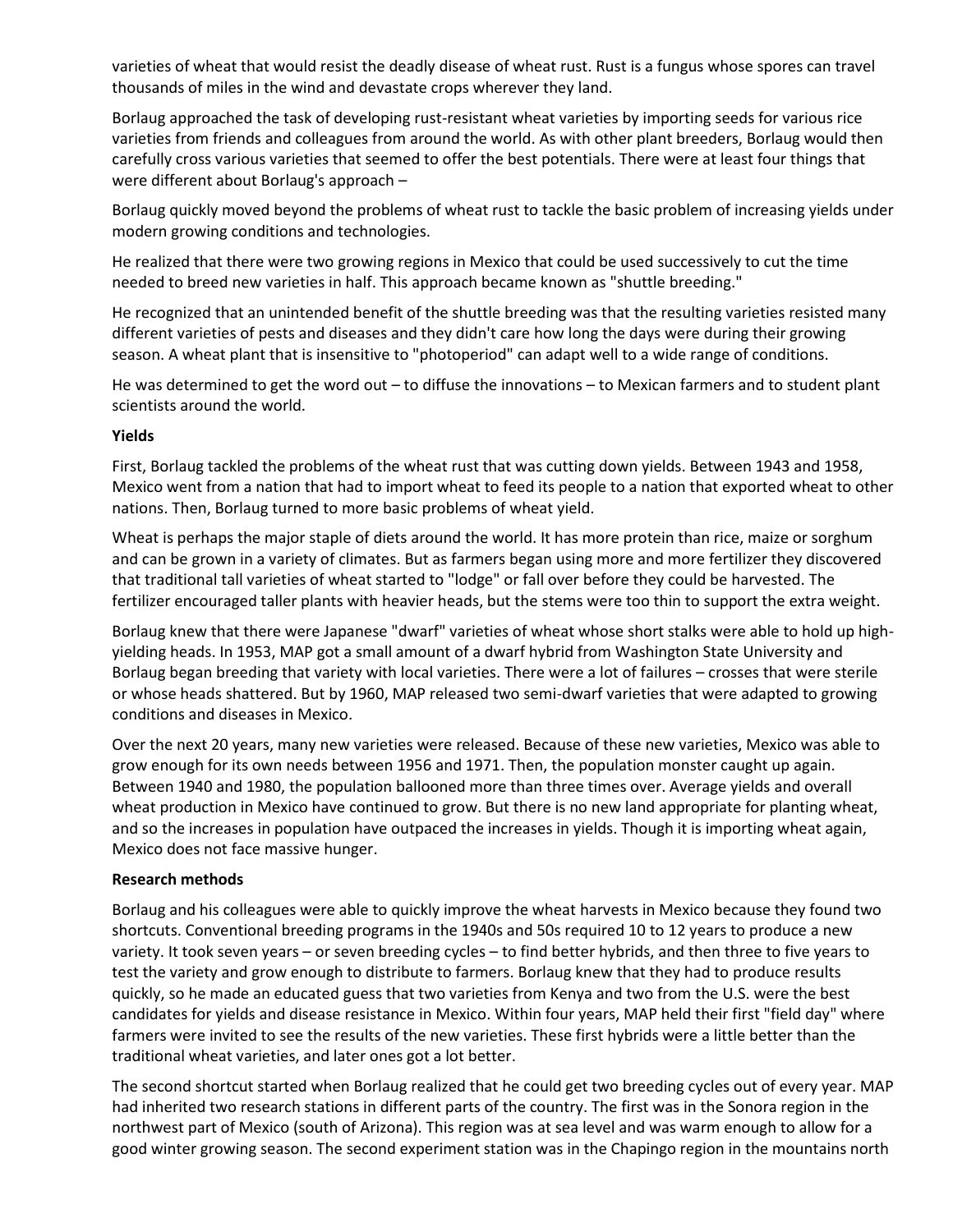varieties of wheat that would resist the deadly disease of wheat rust. Rust is a fungus whose spores can travel thousands of miles in the wind and devastate crops wherever they land.

Borlaug approached the task of developing rust-resistant wheat varieties by importing seeds for various rice varieties from friends and colleagues from around the world. As with other plant breeders, Borlaug would then carefully cross various varieties that seemed to offer the best potentials. There were at least four things that were different about Borlaug's approach –

Borlaug quickly moved beyond the problems of wheat rust to tackle the basic problem of increasing yields under modern growing conditions and technologies.

He realized that there were two growing regions in Mexico that could be used successively to cut the time needed to breed new varieties in half. This approach became known as "shuttle breeding."

He recognized that an unintended benefit of the shuttle breeding was that the resulting varieties resisted many different varieties of pests and diseases and they didn't care how long the days were during their growing season. A wheat plant that is insensitive to "photoperiod" can adapt well to a wide range of conditions.

He was determined to get the word out – to diffuse the innovations – to Mexican farmers and to student plant scientists around the world.

**Yields**

First, Borlaug tackled the problems of the wheat rust that was cutting down yields. Between 1943 and 1958, Mexico went from a nation that had to import wheat to feed its people to a nation that exported wheat to other nations. Then, Borlaug turned to more basic problems of wheat yield.

Wheat is perhaps the major staple of diets around the world. It has more protein than rice, maize or sorghum and can be grown in a variety of climates. But as farmers began using more and more fertilizer they discovered that traditional tall varieties of wheat started to "lodge" or fall over before they could be harvested. The fertilizer encouraged taller plants with heavier heads, but the stems were too thin to support the extra weight.

Borlaug knew that there were Japanese "dwarf" varieties of wheat whose short stalks were able to hold up high-yielding heads. In 1953, MAP got a small amount of a dwarf hybrid from Washington State University and Borlaug began breeding that variety with local varieties. There were a lot of failures – crosses that were sterile or whose heads shattered. But by 1960, MAP released two semi-dwarf varieties that were adapted to growing conditions and diseases in Mexico.

Over the next 20 years, many new varieties were released. Because of these new varieties, Mexico was able to grow enough for its own needs between 1956 and 1971. Then, the population monster caught up again. Between 1940 and 1980, the population ballooned more than three times over. Average yields and overall wheat production in Mexico have continued to grow. But there is no new land appropriate for planting wheat, and so the increases in population have outpaced the increases in yields. Though it is importing wheat again, Mexico does not face massive hunger.

**Research methods**

Borlaug and his colleagues were able to quickly improve the wheat harvests in Mexico because they found two shortcuts. Conventional breeding programs in the 1940s and 50s required 10 to 12 years to produce a new variety. It took seven years – or seven breeding cycles – to find better hybrids, and then three to five years to test the variety and grow enough to distribute to farmers. Borlaug knew that they had to produce results quickly, so he made an educated guess that two varieties from Kenya and two from the U.S. were the best candidates for yields and disease resistance in Mexico. Within four years, MAP held their first "field day" where farmers were invited to see the results of the new varieties. These first hybrids were a little better than the traditional wheat varieties, and later ones got a lot better.

The second shortcut started when Borlaug realized that he could get two breeding cycles out of every year. MAP had inherited two research stations in different parts of the country. The first was in the Sonora region in the northwest part of Mexico (south of Arizona). This region was at sea level and was warm enough to allow for a good winter growing season. The second experiment station was in the Chapingo region in the mountains north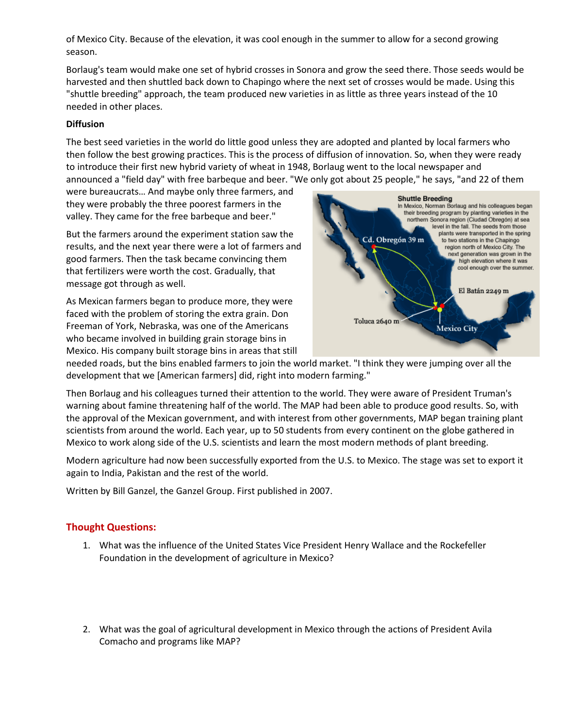of Mexico City. Because of the elevation, it was cool enough in the summer to allow for a second growing season.

Borlaug's team would make one set of hybrid crosses in Sonora and grow the seed there. Those seeds would be harvested and then shuttled back down to Chapingo where the next set of crosses would be made. Using this "shuttle breeding" approach, the team produced new varieties in as little as three years instead of the 10 needed in other places.

**Diffusion**

The best seed varieties in the world do little good unless they are adopted and planted by local farmers who then follow the best growing practices. This is the process of diffusion of innovation. So, when they were ready to introduce their first new hybrid variety of wheat in 1948, Borlaug went to the local newspaper and announced a "field day" with free barbeque and beer. "We only got about 25 people," he says, "and 22 of them were bureaucrats… And maybe only three farmers, and they were probably the three poorest farmers in the valley. They came for the free barbeque and beer."

But the farmers around the experiment station saw the results, and the next year there were a lot of farmers and good farmers. Then the task became convincing them that fertilizers were worth the cost. Gradually, that message got through as well.

As Mexican farmers began to produce more, they were faced with the problem of storing the extra grain. Don Freeman of York, Nebraska, was one of the Americans who became involved in building grain storage bins in Mexico. His company built storage bins in areas that still needed roads, but the bins enabled farmers to join the world market. "I think they were jumping over all the development that we [American farmers] did, right into modern farming."

**Shuttle Breeding**
In Mexico, Norman Borlaug and his colleagues began their breeding program by planting varieties in the northern Sonora region (Ciudad Obregón) at sea level in the fall. The seeds from those plants were transported in the spring to two stations in the Chapingo region north of Mexico City. The next generation was grown in the high elevation where it was cool enough over the summer.

Cd. Obregón 39 m
El Batán 2249 m
Toluca 2640 m
Mexico City

Then Borlaug and his colleagues turned their attention to the world. They were aware of President Truman's warning about famine threatening half of the world. The MAP had been able to produce good results. So, with the approval of the Mexican government, and with interest from other governments, MAP began training plant scientists from around the world. Each year, up to 50 students from every continent on the globe gathered in Mexico to work along side of the U.S. scientists and learn the most modern methods of plant breeding.

Modern agriculture had now been successfully exported from the U.S. to Mexico. The stage was set to export it again to India, Pakistan and the rest of the world.

Written by Bill Ganzel, the Ganzel Group. First published in 2007.

## Thought Questions:

1. What was the influence of the United States Vice President Henry Wallace and the Rockefeller Foundation in the development of agriculture in Mexico?

2. What was the goal of agricultural development in Mexico through the actions of President Avila Comacho and programs like MAP?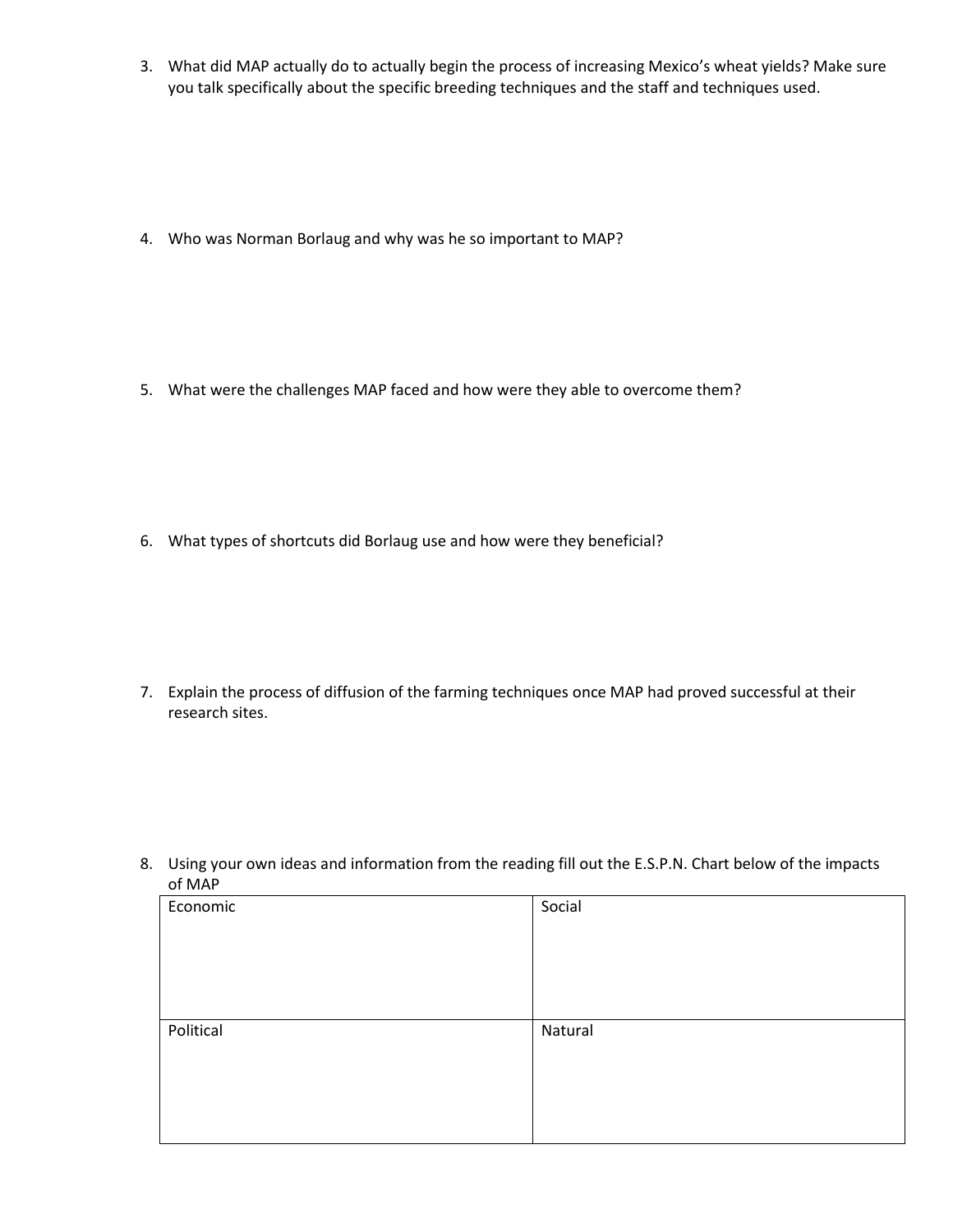3. What did MAP actually do to actually begin the process of increasing Mexico's wheat yields? Make sure you talk specifically about the specific breeding techniques and the staff and techniques used.

4. Who was Norman Borlaug and why was he so important to MAP?

5. What were the challenges MAP faced and how were they able to overcome them?

6. What types of shortcuts did Borlaug use and how were they beneficial?

7. Explain the process of diffusion of the farming techniques once MAP had proved successful at their research sites.

8. Using your own ideas and information from the reading fill out the E.S.P.N. Chart below of the impacts of MAP

| | |
|---|---|
| Economic | Social |
| Political | Natural |